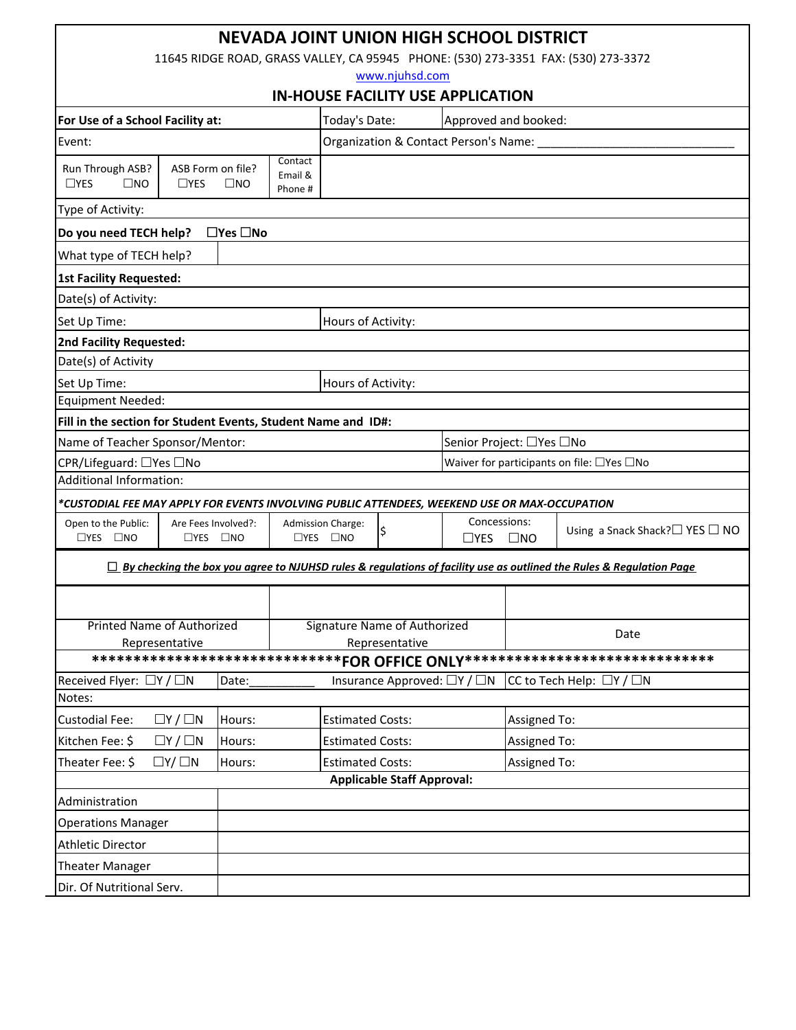# NEVADA JOINT UNION HIGH SCHOOL DISTRICT

11645 RIDGE ROAD, GRASS VALLEY, CA 95945 PHONE: (530) 273-3351 FAX: (530) 273-3372

www.njuhsd.com

## IN-HOUSE FACILITY USE APPLICATION

| | | | |
|---|---|---|---|
| **For Use of a School Facility at:** | Today's Date: | Approved and booked: | |
| Event: | Organization & Contact Person's Name: ______________________________ | | |
| Run Through ASB? ☐YES ☐NO | ASB Form on file? ☐YES ☐NO | Contact Email & Phone # | |
| Type of Activity: | | | |
| **Do you need TECH help?** ☐Yes ☐No | | | |
| What type of TECH help? | | | |
| **1st Facility Requested:** | | | |
| Date(s) of Activity: | | | |
| Set Up Time: | Hours of Activity: | | |
| **2nd Facility Requested:** | | | |
| Date(s) of Activity | | | |
| Set Up Time: | Hours of Activity: | | |
| Equipment Needed: | | | |
| **Fill in the section for Student Events, Student Name and ID#:** | | | |
| Name of Teacher Sponsor/Mentor: | | Senior Project: ☐Yes ☐No | |
| CPR/Lifeguard: ☐Yes ☐No | | Waiver for participants on file: ☐Yes ☐No | |
| Additional Information: | | | |

***\*CUSTODIAL FEE MAY APPLY FOR EVENTS INVOLVING PUBLIC ATTENDEES, WEEKEND USE OR MAX-OCCUPATION***

| Open to the Public: | Are Fees Involved?: | Admission Charge: | | Concessions: | Using a Snack Shack? |
|---|---|---|---|---|---|
| ☐YES ☐NO | ☐YES ☐NO | ☐YES ☐NO | $ | ☐YES ☐NO | ☐ YES ☐ NO |

☐ ***By checking the box you agree to NJUHSD rules & regulations of facility use as outlined the Rules & Regulation Page***

| | | |
|---|---|---|
| | | |
| Printed Name of Authorized Representative | Signature Name of Authorized Representative | Date |

******************************FOR OFFICE ONLY******************************

| | | | |
|---|---|---|---|
| Received Flyer: ☐Y / ☐N | Date:__________ | Insurance Approved: ☐Y / ☐N | CC to Tech Help: ☐Y / ☐N |
| Notes: | | | |
| Custodial Fee: ☐Y / ☐N | Hours: | Estimated Costs: | Assigned To: |
| Kitchen Fee: $ ☐Y / ☐N | Hours: | Estimated Costs: | Assigned To: |
| Theater Fee: $ ☐Y/ ☐N | Hours: | Estimated Costs: | Assigned To: |

**Applicable Staff Approval:**

| | |
|---|---|
| Administration | |
| Operations Manager | |
| Athletic Director | |
| Theater Manager | |
| Dir. Of Nutritional Serv. | |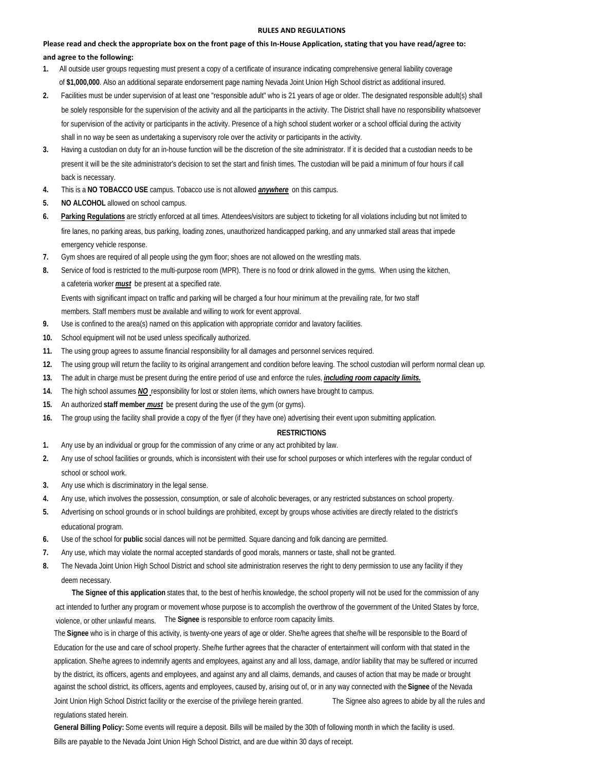## RULES AND REGULATIONS

**Please read and check the appropriate box on the front page of this In-House Application, stating that you have read/agree to: and agree to the following:**

1. All outside user groups requesting must present a copy of a certificate of insurance indicating comprehensive general liability coverage of **$1,000,000**. Also an additional separate endorsement page naming Nevada Joint Union High School district as additional insured.
2. Facilities must be under supervision of at least one "responsible adult" who is 21 years of age or older. The designated responsible adult(s) shall be solely responsible for the supervision of the activity and all the participants in the activity. The District shall have no responsibility whatsoever for supervision of the activity or participants in the activity. Presence of a high school student worker or a school official during the activity shall in no way be seen as undertaking a supervisory role over the activity or participants in the activity.
3. Having a custodian on duty for an in-house function will be the discretion of the site administrator. If it is decided that a custodian needs to be present it will be the site administrator's decision to set the start and finish times. The custodian will be paid a minimum of four hours if call back is necessary.
4. This is a **NO TOBACCO USE** campus. Tobacco use is not allowed ***anywhere*** on this campus.
5. **NO ALCOHOL** allowed on school campus.
6. **Parking Regulations** are strictly enforced at all times. Attendees/visitors are subject to ticketing for all violations including but not limited to fire lanes, no parking areas, bus parking, loading zones, unauthorized handicapped parking, and any unmarked stall areas that impede emergency vehicle response.
7. Gym shoes are required of all people using the gym floor; shoes are not allowed on the wrestling mats.
8. Service of food is restricted to the multi-purpose room (MPR). There is no food or drink allowed in the gyms. When using the kitchen, a cafeteria worker ***must*** be present at a specified rate.

   Events with significant impact on traffic and parking will be charged a four hour minimum at the prevailing rate, for two staff members. Staff members must be available and willing to work for event approval.
9. Use is confined to the area(s) named on this application with appropriate corridor and lavatory facilities.
10. School equipment will not be used unless specifically authorized.
11. The using group agrees to assume financial responsibility for all damages and personnel services required.
12. The using group will return the facility to its original arrangement and condition before leaving. The school custodian will perform normal clean up.
13. The adult in charge must be present during the entire period of use and enforce the rules, ***including room capacity limits.***
14. The high school assumes ***NO*** responsibility for lost or stolen items, which owners have brought to campus.
15. An authorized **staff member** ***must*** be present during the use of the gym (or gyms).
16. The group using the facility shall provide a copy of the flyer (if they have one) advertising their event upon submitting application.

## RESTRICTIONS

1. Any use by an individual or group for the commission of any crime or any act prohibited by law.
2. Any use of school facilities or grounds, which is inconsistent with their use for school purposes or which interferes with the regular conduct of school or school work.
3. Any use which is discriminatory in the legal sense.
4. Any use, which involves the possession, consumption, or sale of alcoholic beverages, or any restricted substances on school property.
5. Advertising on school grounds or in school buildings are prohibited, except by groups whose activities are directly related to the district's educational program.
6. Use of the school for **public** social dances will not be permitted. Square dancing and folk dancing are permitted.
7. Any use, which may violate the normal accepted standards of good morals, manners or taste, shall not be granted.
8. The Nevada Joint Union High School District and school site administration reserves the right to deny permission to use any facility if they deem necessary.

**The Signee of this application** states that, to the best of her/his knowledge, the school property will not be used for the commission of any act intended to further any program or movement whose purpose is to accomplish the overthrow of the government of the United States by force, violence, or other unlawful means. The **Signee** is responsible to enforce room capacity limits.

The **Signee** who is in charge of this activity, is twenty-one years of age or older. She/he agrees that she/he will be responsible to the Board of Education for the use and care of school property. She/he further agrees that the character of entertainment will conform with that stated in the application. She/he agrees to indemnify agents and employees, against any and all loss, damage, and/or liability that may be suffered or incurred by the district, its officers, agents and employees, and against any and all claims, demands, and causes of action that may be made or brought against the school district, its officers, agents and employees, caused by, arising out of, or in any way connected with the **Signee** of the Nevada Joint Union High School District facility or the exercise of the privilege herein granted. The Signee also agrees to abide by all the rules and regulations stated herein.

**General Billing Policy:** Some events will require a deposit. Bills will be mailed by the 30th of following month in which the facility is used. Bills are payable to the Nevada Joint Union High School District, and are due within 30 days of receipt.